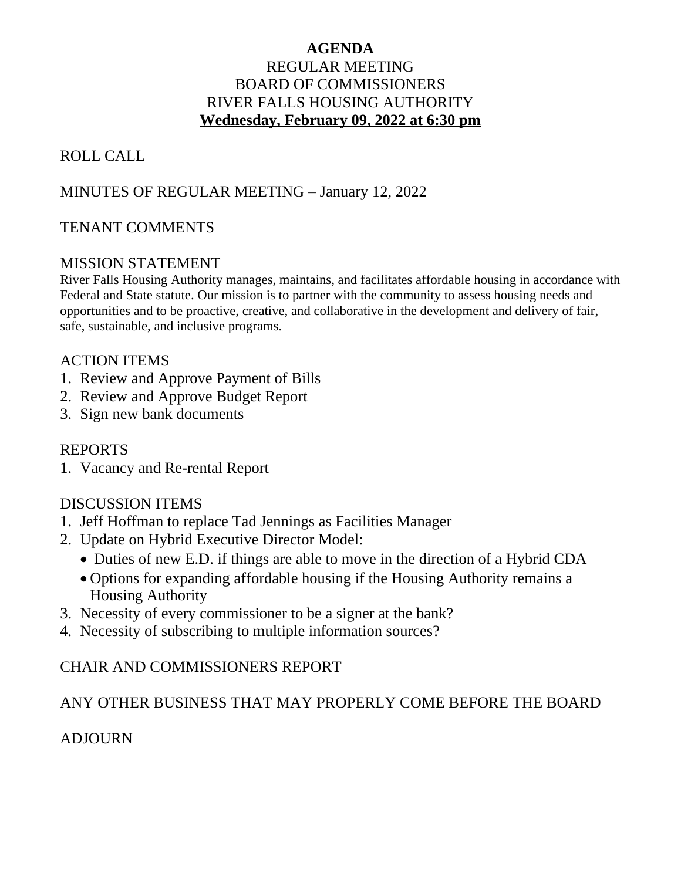# AGENDA

## REGULAR MEETING
## BOARD OF COMMISSIONERS
## RIVER FALLS HOUSING AUTHORITY
## Wednesday, February 09, 2022 at 6:30 pm

ROLL CALL

MINUTES OF REGULAR MEETING – January 12, 2022

TENANT COMMENTS

MISSION STATEMENT

River Falls Housing Authority manages, maintains, and facilitates affordable housing in accordance with Federal and State statute. Our mission is to partner with the community to assess housing needs and opportunities and to be proactive, creative, and collaborative in the development and delivery of fair, safe, sustainable, and inclusive programs.

ACTION ITEMS

1. Review and Approve Payment of Bills
2. Review and Approve Budget Report
3. Sign new bank documents

REPORTS

1. Vacancy and Re-rental Report

DISCUSSION ITEMS

1. Jeff Hoffman to replace Tad Jennings as Facilities Manager
2. Update on Hybrid Executive Director Model:
   - Duties of new E.D. if things are able to move in the direction of a Hybrid CDA
   - Options for expanding affordable housing if the Housing Authority remains a Housing Authority
3. Necessity of every commissioner to be a signer at the bank?
4. Necessity of subscribing to multiple information sources?

CHAIR AND COMMISSIONERS REPORT

ANY OTHER BUSINESS THAT MAY PROPERLY COME BEFORE THE BOARD

ADJOURN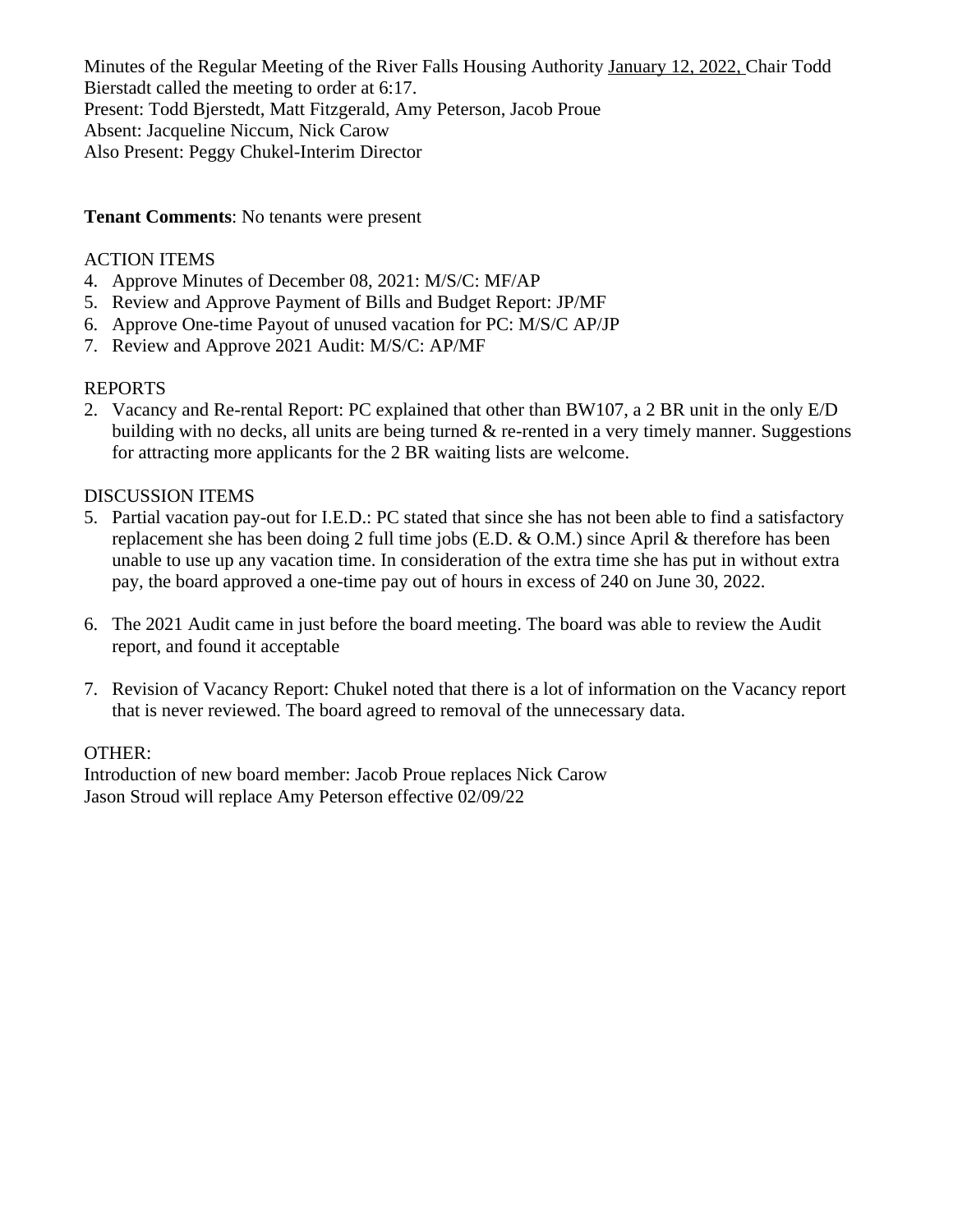Minutes of the Regular Meeting of the River Falls Housing Authority January 12, 2022, Chair Todd Bierstadt called the meeting to order at 6:17.
Present: Todd Bjerstedt, Matt Fitzgerald, Amy Peterson, Jacob Proue
Absent: Jacqueline Niccum, Nick Carow
Also Present: Peggy Chukel-Interim Director

**Tenant Comments**: No tenants were present

ACTION ITEMS

4. Approve Minutes of December 08, 2021: M/S/C: MF/AP
5. Review and Approve Payment of Bills and Budget Report: JP/MF
6. Approve One-time Payout of unused vacation for PC: M/S/C AP/JP
7. Review and Approve 2021 Audit: M/S/C: AP/MF

REPORTS

2. Vacancy and Re-rental Report: PC explained that other than BW107, a 2 BR unit in the only E/D building with no decks, all units are being turned & re-rented in a very timely manner. Suggestions for attracting more applicants for the 2 BR waiting lists are welcome.

DISCUSSION ITEMS

5. Partial vacation pay-out for I.E.D.: PC stated that since she has not been able to find a satisfactory replacement she has been doing 2 full time jobs (E.D. & O.M.) since April & therefore has been unable to use up any vacation time. In consideration of the extra time she has put in without extra pay, the board approved a one-time pay out of hours in excess of 240 on June 30, 2022.

6. The 2021 Audit came in just before the board meeting. The board was able to review the Audit report, and found it acceptable

7. Revision of Vacancy Report: Chukel noted that there is a lot of information on the Vacancy report that is never reviewed. The board agreed to removal of the unnecessary data.

OTHER:
Introduction of new board member: Jacob Proue replaces Nick Carow
Jason Stroud will replace Amy Peterson effective 02/09/22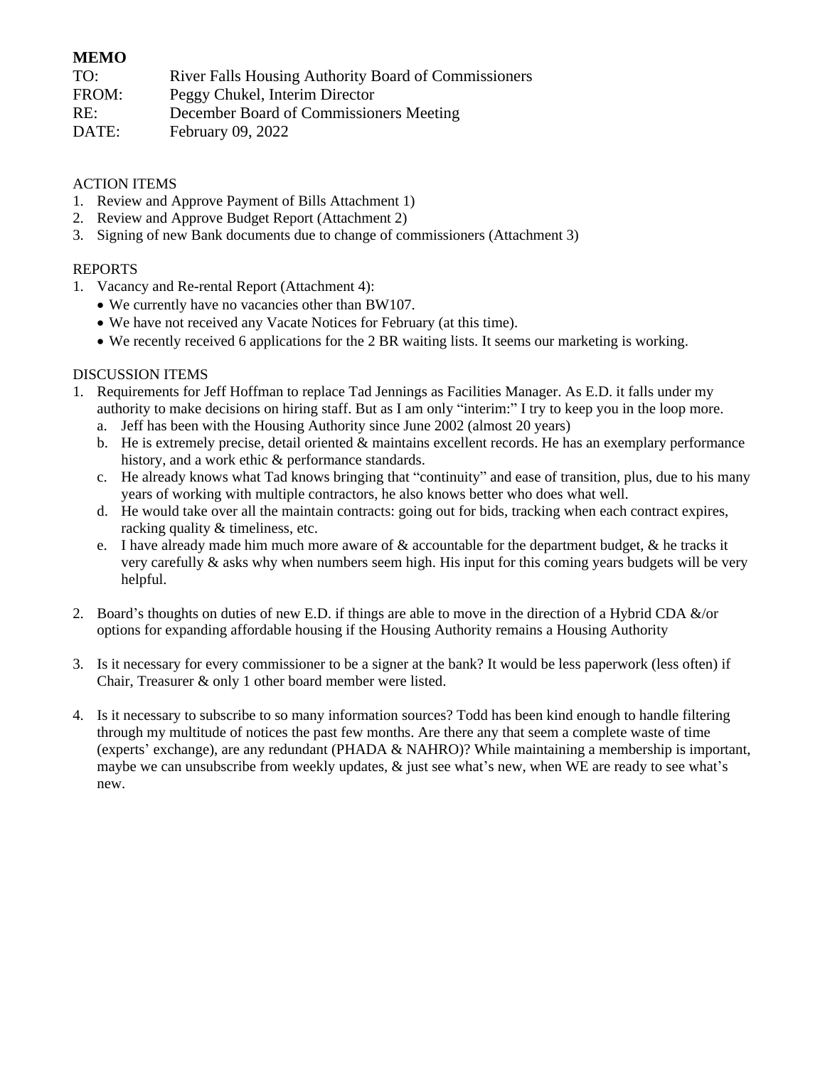**MEMO**

TO: River Falls Housing Authority Board of Commissioners
FROM: Peggy Chukel, Interim Director
RE: December Board of Commissioners Meeting
DATE: February 09, 2022

ACTION ITEMS

1. Review and Approve Payment of Bills Attachment 1)
2. Review and Approve Budget Report (Attachment 2)
3. Signing of new Bank documents due to change of commissioners (Attachment 3)

REPORTS

1. Vacancy and Re-rental Report (Attachment 4):
   - We currently have no vacancies other than BW107.
   - We have not received any Vacate Notices for February (at this time).
   - We recently received 6 applications for the 2 BR waiting lists. It seems our marketing is working.

DISCUSSION ITEMS

1. Requirements for Jeff Hoffman to replace Tad Jennings as Facilities Manager. As E.D. it falls under my authority to make decisions on hiring staff. But as I am only "interim:" I try to keep you in the loop more.
   a. Jeff has been with the Housing Authority since June 2002 (almost 20 years)
   b. He is extremely precise, detail oriented & maintains excellent records. He has an exemplary performance history, and a work ethic & performance standards.
   c. He already knows what Tad knows bringing that "continuity" and ease of transition, plus, due to his many years of working with multiple contractors, he also knows better who does what well.
   d. He would take over all the maintain contracts: going out for bids, tracking when each contract expires, racking quality & timeliness, etc.
   e. I have already made him much more aware of & accountable for the department budget, & he tracks it very carefully & asks why when numbers seem high. His input for this coming years budgets will be very helpful.

2. Board's thoughts on duties of new E.D. if things are able to move in the direction of a Hybrid CDA &/or options for expanding affordable housing if the Housing Authority remains a Housing Authority

3. Is it necessary for every commissioner to be a signer at the bank? It would be less paperwork (less often) if Chair, Treasurer & only 1 other board member were listed.

4. Is it necessary to subscribe to so many information sources? Todd has been kind enough to handle filtering through my multitude of notices the past few months. Are there any that seem a complete waste of time (experts' exchange), are any redundant (PHADA & NAHRO)? While maintaining a membership is important, maybe we can unsubscribe from weekly updates, & just see what's new, when WE are ready to see what's new.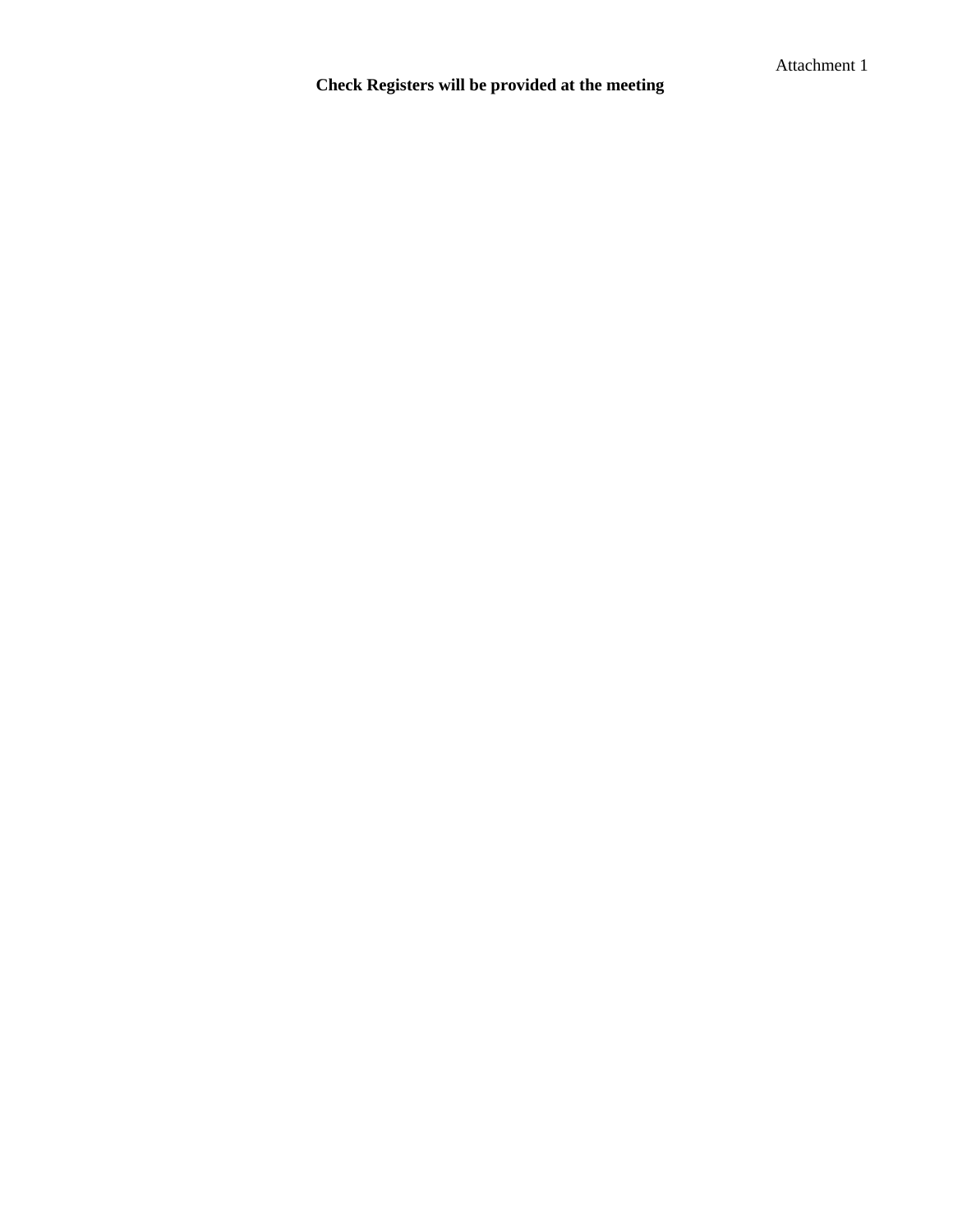Attachment 1

**Check Registers will be provided at the meeting**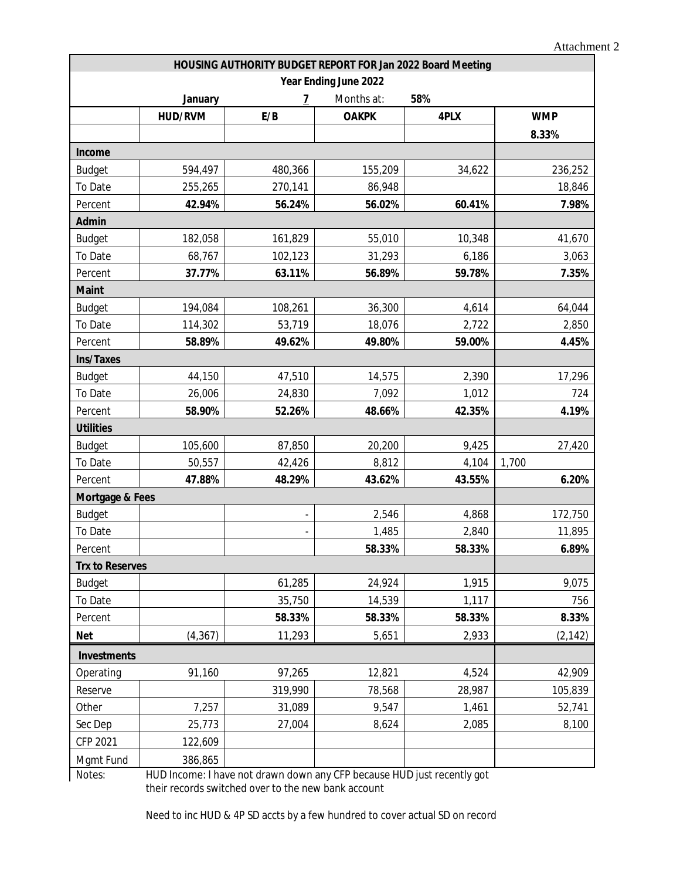Attachment 2

| HOUSING AUTHORITY BUDGET REPORT FOR Jan 2022 Board Meeting | | | | | |
|---|---|---|---|---|---|
| Year Ending June 2022 | | | | | |
| | January | 7 | Months at: | 58% | |
| | HUD/RVM | E/B | OAKPK | 4PLX | WMP |
| | | | | | 8.33% |
| **Income** | | | | | |
| Budget | 594,497 | 480,366 | 155,209 | 34,622 | 236,252 |
| To Date | 255,265 | 270,141 | 86,948 | | 18,846 |
| Percent | **42.94%** | **56.24%** | **56.02%** | **60.41%** | **7.98%** |
| **Admin** | | | | | |
| Budget | 182,058 | 161,829 | 55,010 | 10,348 | 41,670 |
| To Date | 68,767 | 102,123 | 31,293 | 6,186 | 3,063 |
| Percent | **37.77%** | **63.11%** | **56.89%** | **59.78%** | **7.35%** |
| **Maint** | | | | | |
| Budget | 194,084 | 108,261 | 36,300 | 4,614 | 64,044 |
| To Date | 114,302 | 53,719 | 18,076 | 2,722 | 2,850 |
| Percent | **58.89%** | **49.62%** | **49.80%** | **59.00%** | **4.45%** |
| **Ins/Taxes** | | | | | |
| Budget | 44,150 | 47,510 | 14,575 | 2,390 | 17,296 |
| To Date | 26,006 | 24,830 | 7,092 | 1,012 | 724 |
| Percent | **58.90%** | **52.26%** | **48.66%** | **42.35%** | **4.19%** |
| **Utilities** | | | | | |
| Budget | 105,600 | 87,850 | 20,200 | 9,425 | 27,420 |
| To Date | 50,557 | 42,426 | 8,812 | 4,104 | 1,700 |
| Percent | **47.88%** | **48.29%** | **43.62%** | **43.55%** | **6.20%** |
| **Mortgage & Fees** | | | | | |
| Budget | | - | 2,546 | 4,868 | 172,750 |
| To Date | | - | 1,485 | 2,840 | 11,895 |
| Percent | | | **58.33%** | **58.33%** | **6.89%** |
| **Trx to Reserves** | | | | | |
| Budget | | 61,285 | 24,924 | 1,915 | 9,075 |
| To Date | | 35,750 | 14,539 | 1,117 | 756 |
| Percent | | **58.33%** | **58.33%** | **58.33%** | **8.33%** |
| **Net** | (4,367) | 11,293 | 5,651 | 2,933 | (2,142) |
| **Investments** | | | | | |
| Operating | 91,160 | 97,265 | 12,821 | 4,524 | 42,909 |
| Reserve | | 319,990 | 78,568 | 28,987 | 105,839 |
| Other | 7,257 | 31,089 | 9,547 | 1,461 | 52,741 |
| Sec Dep | 25,773 | 27,004 | 8,624 | 2,085 | 8,100 |
| CFP 2021 | 122,609 | | | | |
| Mgmt Fund | 386,865 | | | | |

Notes: HUD Income: I have not drawn down any CFP because HUD just recently got their records switched over to the new bank account

Need to inc HUD & 4P SD accts by a few hundred to cover actual SD on record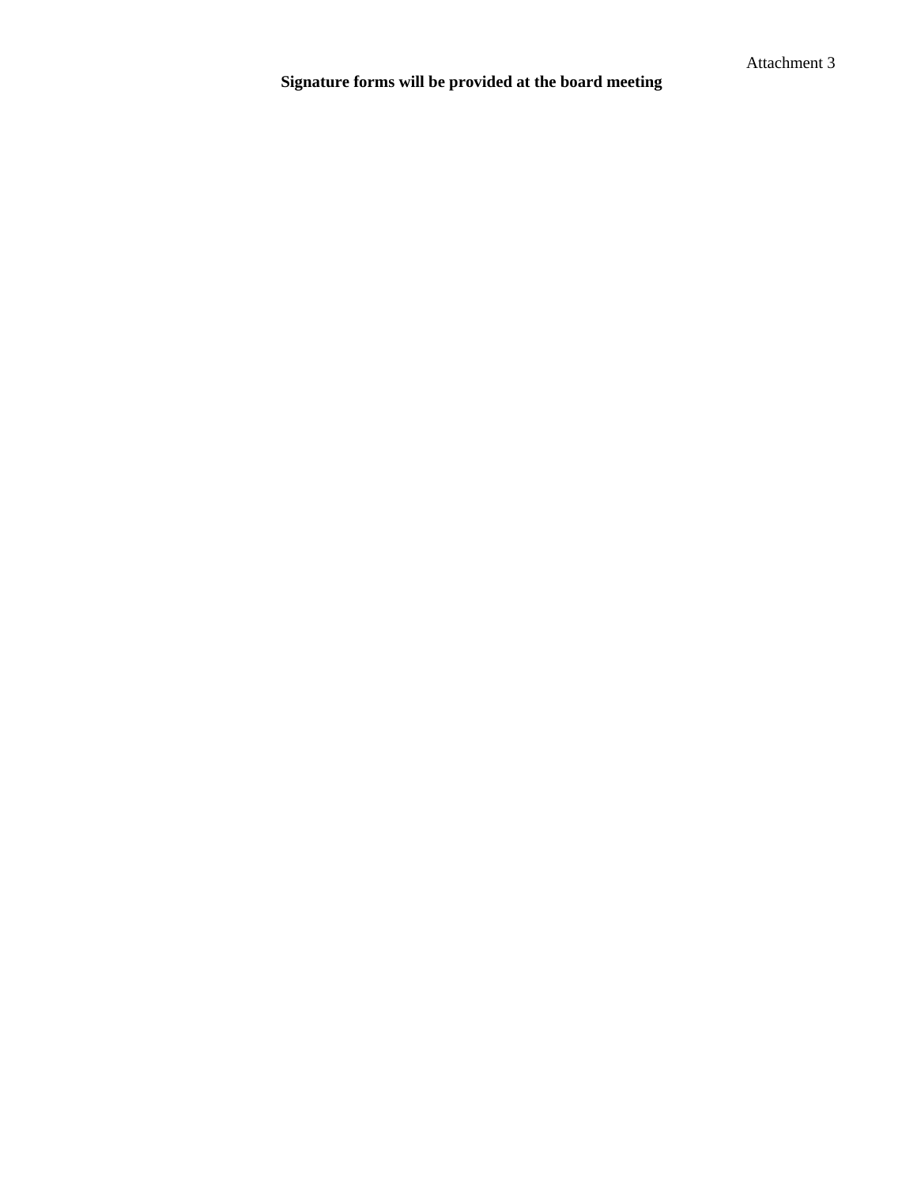Attachment 3

**Signature forms will be provided at the board meeting**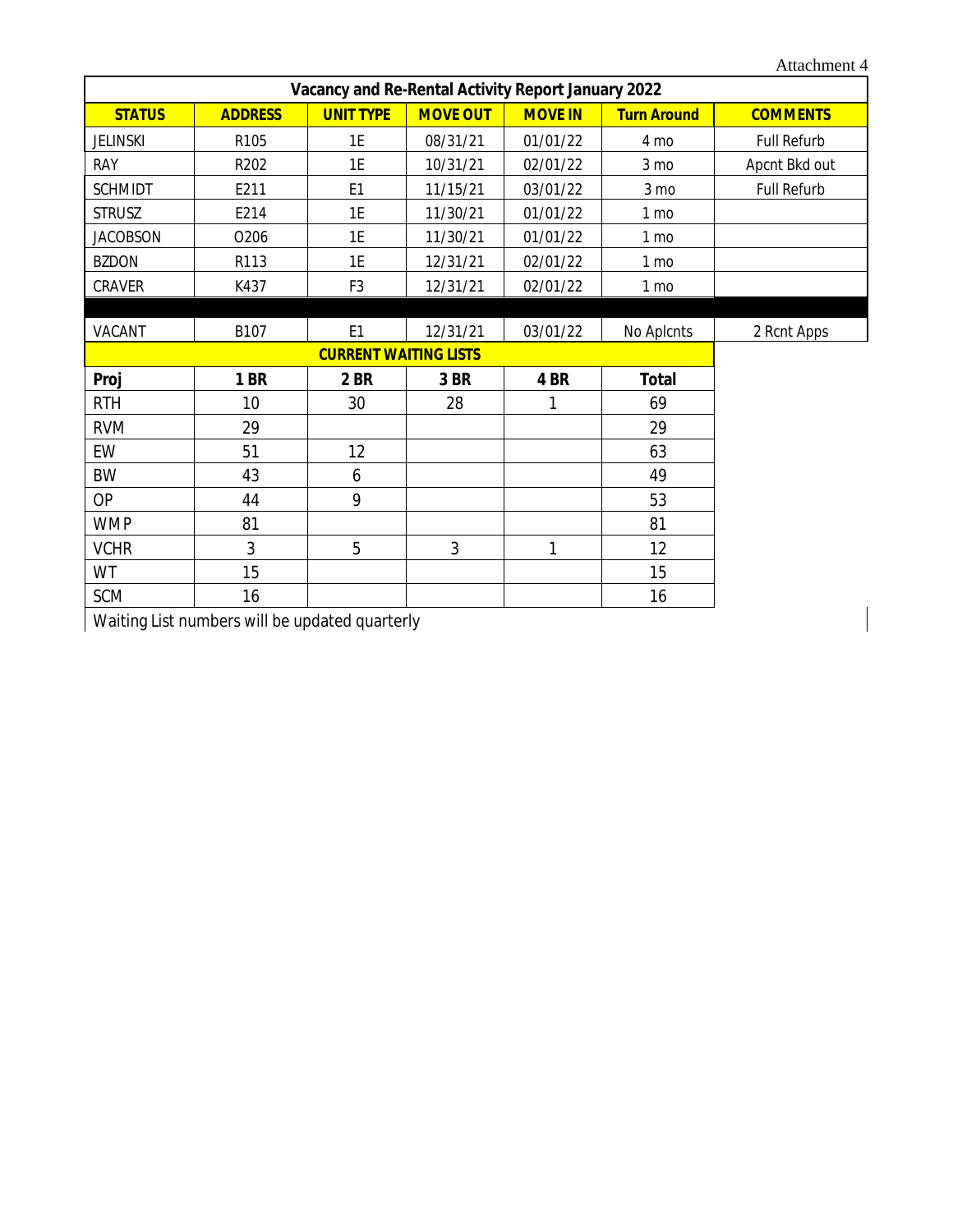Attachment 4

## Vacancy and Re-Rental Activity Report January 2022

| STATUS | ADDRESS | UNIT TYPE | MOVE OUT | MOVE IN | Turn Around | COMMENTS |
|---|---|---|---|---|---|---|
| JELINSKI | R105 | 1E | 08/31/21 | 01/01/22 | 4 mo | Full Refurb |
| RAY | R202 | 1E | 10/31/21 | 02/01/22 | 3 mo | Apcnt Bkd out |
| SCHMIDT | E211 | E1 | 11/15/21 | 03/01/22 | 3 mo | Full Refurb |
| STRUSZ | E214 | 1E | 11/30/21 | 01/01/22 | 1 mo | |
| JACOBSON | O206 | 1E | 11/30/21 | 01/01/22 | 1 mo | |
| BZDON | R113 | 1E | 12/31/21 | 02/01/22 | 1 mo | |
| CRAVER | K437 | F3 | 12/31/21 | 02/01/22 | 1 mo | |
| | | | | | | |
| VACANT | B107 | E1 | 12/31/21 | 03/01/22 | No Aplcnts | 2 Rcnt Apps |

## CURRENT WAITING LISTS

| Proj | 1 BR | 2 BR | 3 BR | 4 BR | Total |
|---|---|---|---|---|---|
| RTH | 10 | 30 | 28 | 1 | 69 |
| RVM | 29 | | | | 29 |
| EW | 51 | 12 | | | 63 |
| BW | 43 | 6 | | | 49 |
| OP | 44 | 9 | | | 53 |
| WMP | 81 | | | | 81 |
| VCHR | 3 | 5 | 3 | 1 | 12 |
| WT | 15 | | | | 15 |
| SCM | 16 | | | | 16 |

Waiting List numbers will be updated quarterly